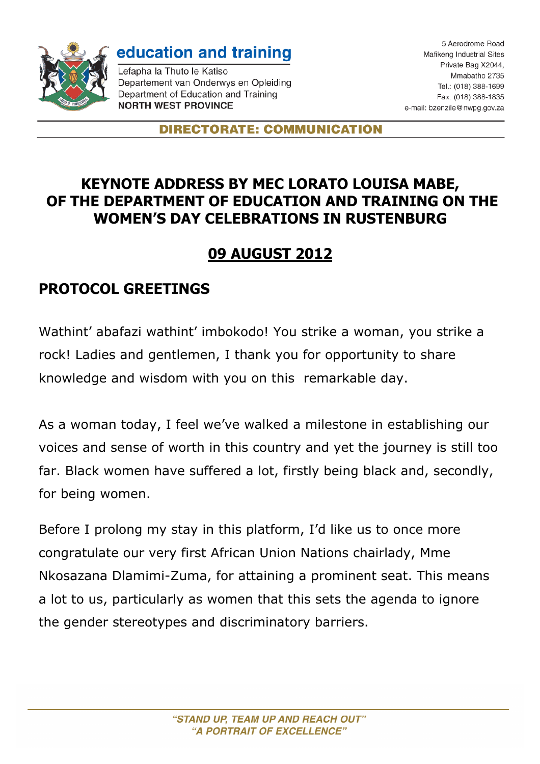education and training

Lefapha la Thuto le Katiso
Departement van Onderwys en Opleiding
Department of Education and Training
**NORTH WEST PROVINCE**

5 Aerodrome Road
Mafikeng Industrial Sites
Private Bag X2044,
Mmabatho 2735
Tel.: (018) 388-1699
Fax: (018) 388-1835
e-mail: bzenzile@nwpg.gov.za

**DIRECTORATE: COMMUNICATION**

# KEYNOTE ADDRESS BY MEC LORATO LOUISA MABE, OF THE DEPARTMENT OF EDUCATION AND TRAINING ON THE WOMEN'S DAY CELEBRATIONS IN RUSTENBURG

## 09 AUGUST 2012

## PROTOCOL GREETINGS

Wathint' abafazi wathint' imbokodo! You strike a woman, you strike a rock! Ladies and gentlemen, I thank you for opportunity to share knowledge and wisdom with you on this remarkable day.

As a woman today, I feel we've walked a milestone in establishing our voices and sense of worth in this country and yet the journey is still too far. Black women have suffered a lot, firstly being black and, secondly, for being women.

Before I prolong my stay in this platform, I'd like us to once more congratulate our very first African Union Nations chairlady, Mme Nkosazana Dlamimi-Zuma, for attaining a prominent seat. This means a lot to us, particularly as women that this sets the agenda to ignore the gender stereotypes and discriminatory barriers.

*"STAND UP, TEAM UP AND REACH OUT"*
*"A PORTRAIT OF EXCELLENCE"*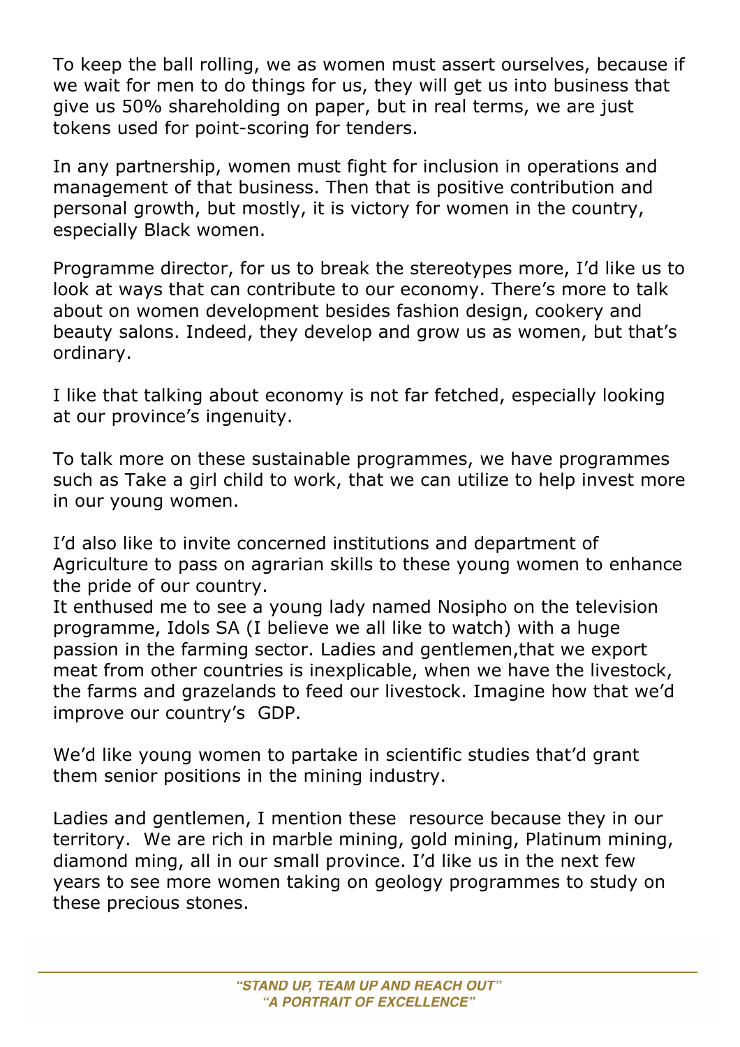To keep the ball rolling, we as women must assert ourselves, because if we wait for men to do things for us, they will get us into business that give us 50% shareholding on paper, but in real terms, we are just tokens used for point-scoring for tenders.

In any partnership, women must fight for inclusion in operations and management of that business. Then that is positive contribution and personal growth, but mostly, it is victory for women in the country, especially Black women.

Programme director, for us to break the stereotypes more, I'd like us to look at ways that can contribute to our economy. There's more to talk about on women development besides fashion design, cookery and beauty salons. Indeed, they develop and grow us as women, but that's ordinary.

I like that talking about economy is not far fetched, especially looking at our province's ingenuity.

To talk more on these sustainable programmes, we have programmes such as Take a girl child to work, that we can utilize to help invest more in our young women.

I'd also like to invite concerned institutions and department of Agriculture to pass on agrarian skills to these young women to enhance the pride of our country.
It enthused me to see a young lady named Nosipho on the television programme, Idols SA (I believe we all like to watch) with a huge passion in the farming sector. Ladies and gentlemen,that we export meat from other countries is inexplicable, when we have the livestock, the farms and grazelands to feed our livestock. Imagine how that we'd improve our country's  GDP.

We'd like young women to partake in scientific studies that'd grant them senior positions in the mining industry.

Ladies and gentlemen, I mention these  resource because they in our territory.  We are rich in marble mining, gold mining, Platinum mining, diamond ming, all in our small province. I'd like us in the next few years to see more women taking on geology programmes to study on these precious stones.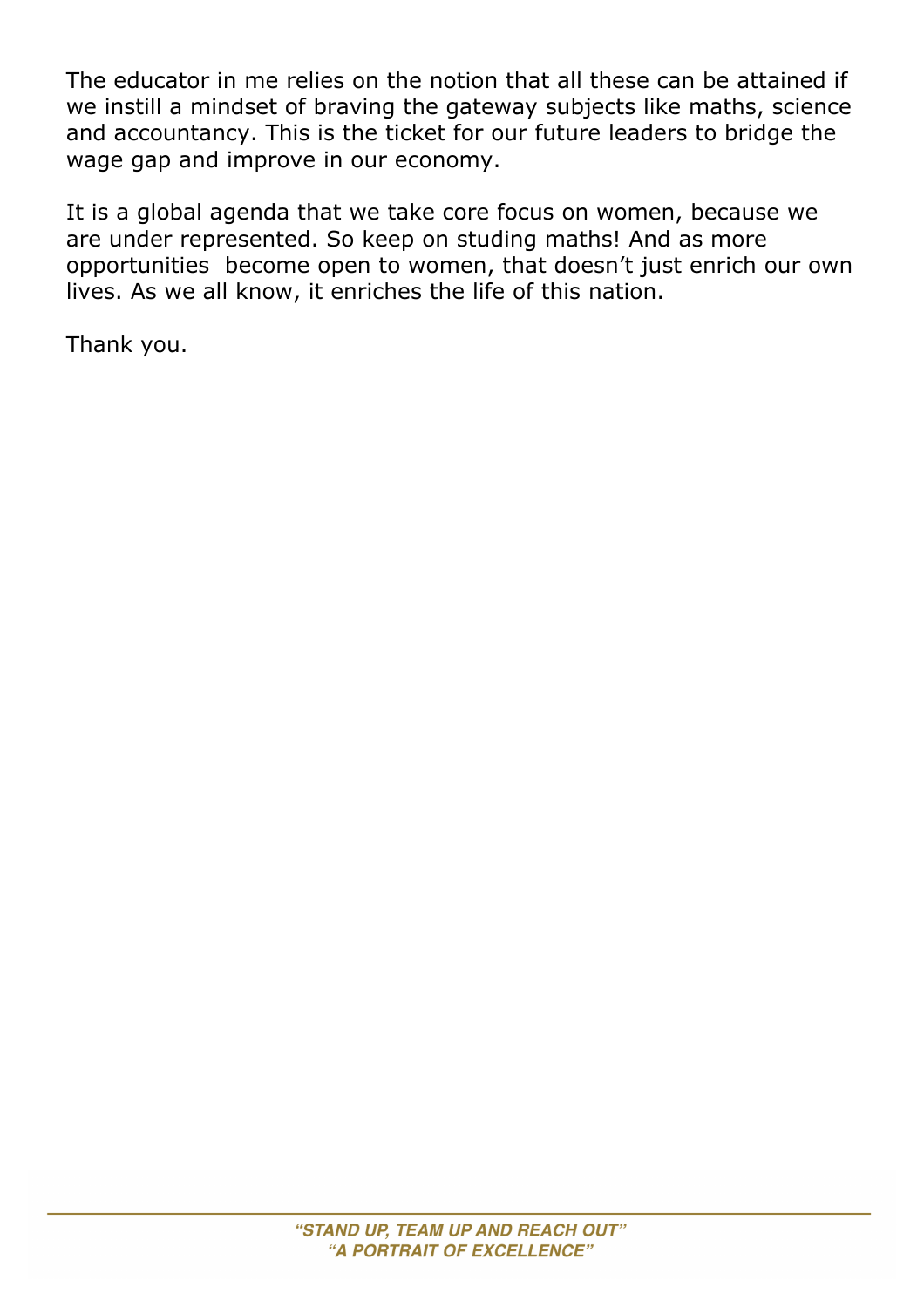The educator in me relies on the notion that all these can be attained if we instill a mindset of braving the gateway subjects like maths, science and accountancy. This is the ticket for our future leaders to bridge the wage gap and improve in our economy.

It is a global agenda that we take core focus on women, because we are under represented. So keep on studing maths! And as more opportunities become open to women, that doesn't just enrich our own lives. As we all know, it enriches the life of this nation.

Thank you.